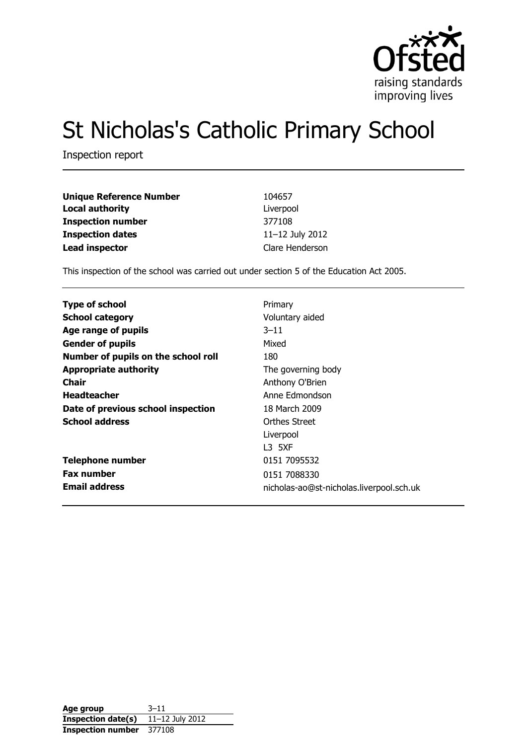Ofsted
raising standards
improving lives

# St Nicholas's Catholic Primary School

Inspection report

| | |
|---|---|
| **Unique Reference Number** | 104657 |
| **Local authority** | Liverpool |
| **Inspection number** | 377108 |
| **Inspection dates** | 11–12 July 2012 |
| **Lead inspector** | Clare Henderson |

This inspection of the school was carried out under section 5 of the Education Act 2005.

| | |
|---|---|
| **Type of school** | Primary |
| **School category** | Voluntary aided |
| **Age range of pupils** | 3–11 |
| **Gender of pupils** | Mixed |
| **Number of pupils on the school roll** | 180 |
| **Appropriate authority** | The governing body |
| **Chair** | Anthony O'Brien |
| **Headteacher** | Anne Edmondson |
| **Date of previous school inspection** | 18 March 2009 |
| **School address** | Orthes Street<br>Liverpool<br>L3 5XF |
| **Telephone number** | 0151 7095532 |
| **Fax number** | 0151 7088330 |
| **Email address** | nicholas-ao@st-nicholas.liverpool.sch.uk |

| | |
|---|---|
| **Age group** | 3–11 |
| **Inspection date(s)** | 11–12 July 2012 |
| **Inspection number** | 377108 |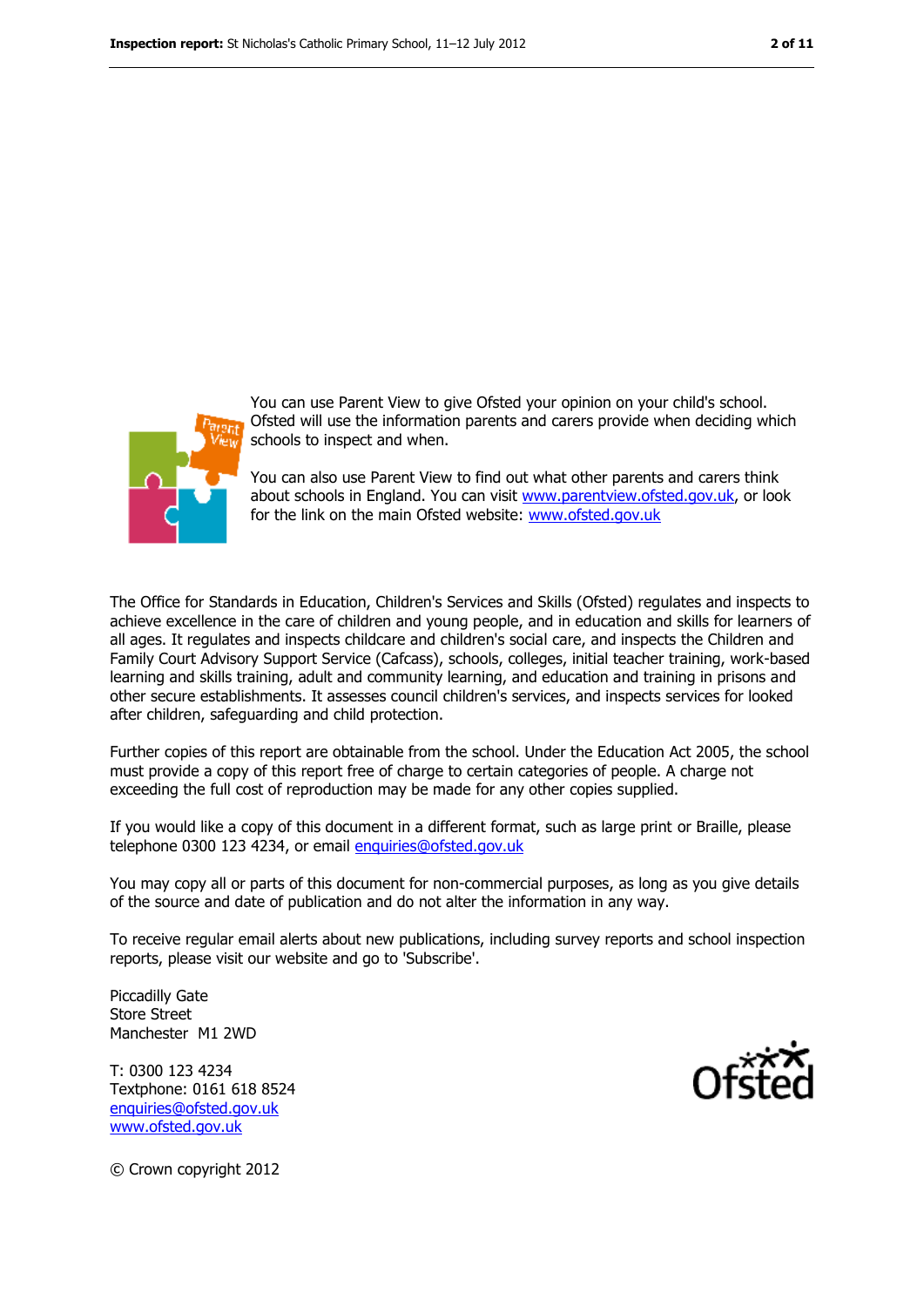You can use Parent View to give Ofsted your opinion on your child's school. Ofsted will use the information parents and carers provide when deciding which schools to inspect and when.

You can also use Parent View to find out what other parents and carers think about schools in England. You can visit www.parentview.ofsted.gov.uk, or look for the link on the main Ofsted website: www.ofsted.gov.uk

The Office for Standards in Education, Children's Services and Skills (Ofsted) regulates and inspects to achieve excellence in the care of children and young people, and in education and skills for learners of all ages. It regulates and inspects childcare and children's social care, and inspects the Children and Family Court Advisory Support Service (Cafcass), schools, colleges, initial teacher training, work-based learning and skills training, adult and community learning, and education and training in prisons and other secure establishments. It assesses council children's services, and inspects services for looked after children, safeguarding and child protection.

Further copies of this report are obtainable from the school. Under the Education Act 2005, the school must provide a copy of this report free of charge to certain categories of people. A charge not exceeding the full cost of reproduction may be made for any other copies supplied.

If you would like a copy of this document in a different format, such as large print or Braille, please telephone 0300 123 4234, or email enquiries@ofsted.gov.uk

You may copy all or parts of this document for non-commercial purposes, as long as you give details of the source and date of publication and do not alter the information in any way.

To receive regular email alerts about new publications, including survey reports and school inspection reports, please visit our website and go to 'Subscribe'.

Piccadilly Gate
Store Street
Manchester M1 2WD

T: 0300 123 4234
Textphone: 0161 618 8524
enquiries@ofsted.gov.uk
www.ofsted.gov.uk

© Crown copyright 2012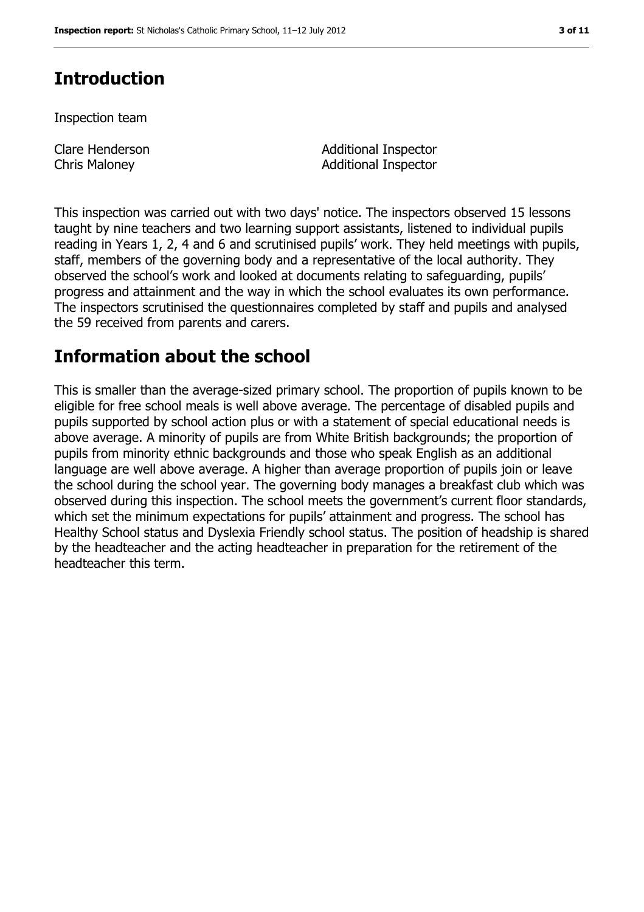## Introduction

Inspection team

| | |
|---|---|
| Clare Henderson | Additional Inspector |
| Chris Maloney | Additional Inspector |

This inspection was carried out with two days' notice. The inspectors observed 15 lessons taught by nine teachers and two learning support assistants, listened to individual pupils reading in Years 1, 2, 4 and 6 and scrutinised pupils' work. They held meetings with pupils, staff, members of the governing body and a representative of the local authority. They observed the school's work and looked at documents relating to safeguarding, pupils' progress and attainment and the way in which the school evaluates its own performance. The inspectors scrutinised the questionnaires completed by staff and pupils and analysed the 59 received from parents and carers.

## Information about the school

This is smaller than the average-sized primary school. The proportion of pupils known to be eligible for free school meals is well above average. The percentage of disabled pupils and pupils supported by school action plus or with a statement of special educational needs is above average. A minority of pupils are from White British backgrounds; the proportion of pupils from minority ethnic backgrounds and those who speak English as an additional language are well above average. A higher than average proportion of pupils join or leave the school during the school year. The governing body manages a breakfast club which was observed during this inspection. The school meets the government's current floor standards, which set the minimum expectations for pupils' attainment and progress. The school has Healthy School status and Dyslexia Friendly school status. The position of headship is shared by the headteacher and the acting headteacher in preparation for the retirement of the headteacher this term.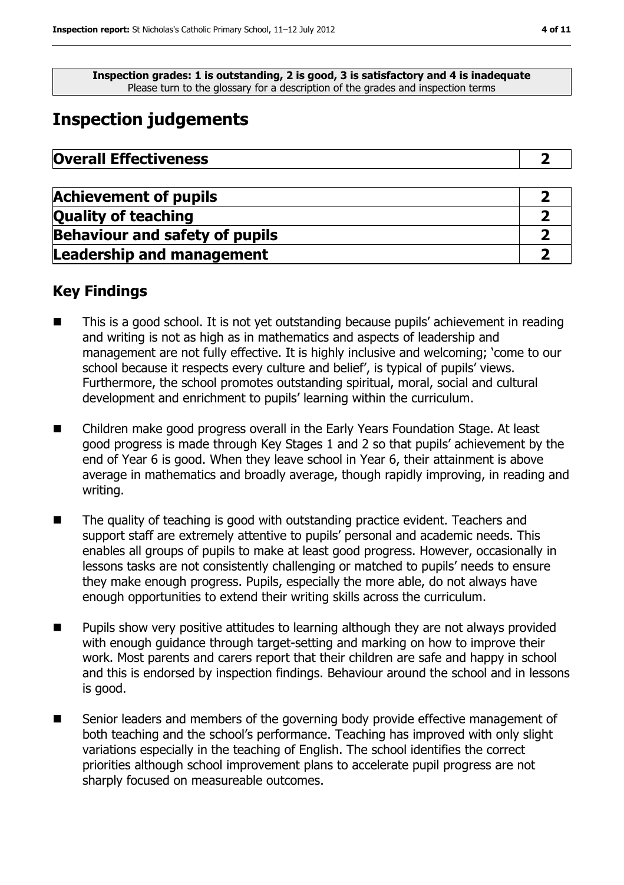**Inspection grades: 1 is outstanding, 2 is good, 3 is satisfactory and 4 is inadequate**
Please turn to the glossary for a description of the grades and inspection terms

# Inspection judgements

| Overall Effectiveness | 2 |
| --- | --- |

| Achievement of pupils | 2 |
| --- | --- |
| Quality of teaching | 2 |
| Behaviour and safety of pupils | 2 |
| Leadership and management | 2 |

## Key Findings

- This is a good school. It is not yet outstanding because pupils' achievement in reading and writing is not as high as in mathematics and aspects of leadership and management are not fully effective. It is highly inclusive and welcoming; 'come to our school because it respects every culture and belief', is typical of pupils' views. Furthermore, the school promotes outstanding spiritual, moral, social and cultural development and enrichment to pupils' learning within the curriculum.
- Children make good progress overall in the Early Years Foundation Stage. At least good progress is made through Key Stages 1 and 2 so that pupils' achievement by the end of Year 6 is good. When they leave school in Year 6, their attainment is above average in mathematics and broadly average, though rapidly improving, in reading and writing.
- The quality of teaching is good with outstanding practice evident. Teachers and support staff are extremely attentive to pupils' personal and academic needs. This enables all groups of pupils to make at least good progress. However, occasionally in lessons tasks are not consistently challenging or matched to pupils' needs to ensure they make enough progress. Pupils, especially the more able, do not always have enough opportunities to extend their writing skills across the curriculum.
- Pupils show very positive attitudes to learning although they are not always provided with enough guidance through target-setting and marking on how to improve their work. Most parents and carers report that their children are safe and happy in school and this is endorsed by inspection findings. Behaviour around the school and in lessons is good.
- Senior leaders and members of the governing body provide effective management of both teaching and the school's performance. Teaching has improved with only slight variations especially in the teaching of English. The school identifies the correct priorities although school improvement plans to accelerate pupil progress are not sharply focused on measureable outcomes.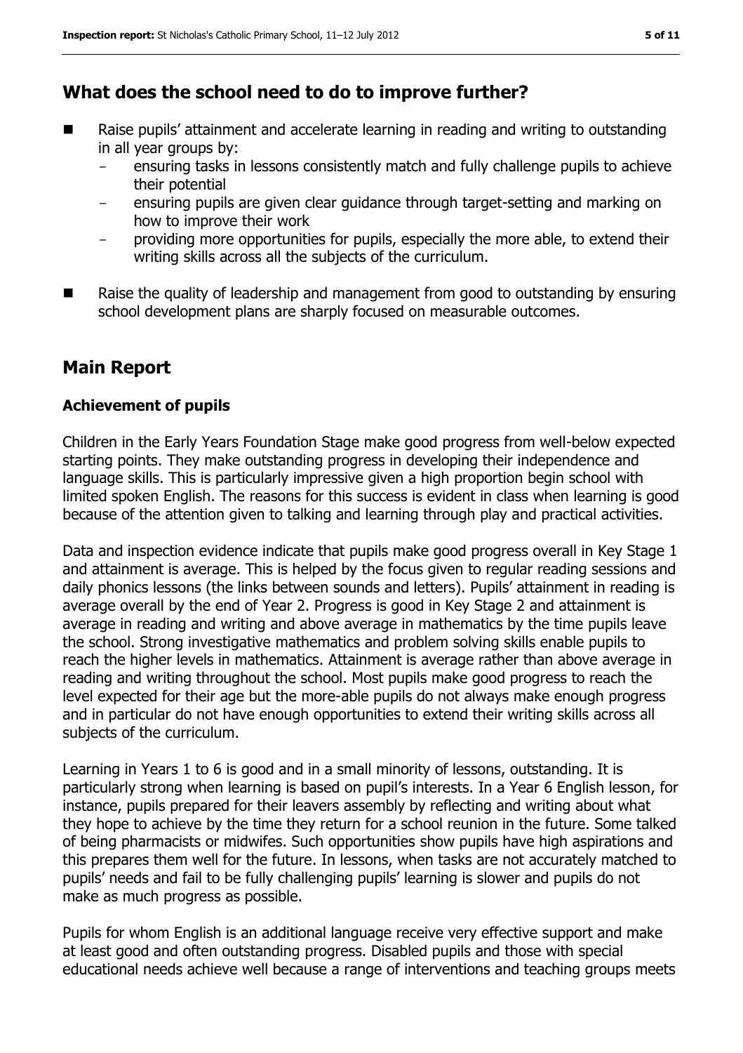## What does the school need to do to improve further?

- Raise pupils' attainment and accelerate learning in reading and writing to outstanding in all year groups by:
  - ensuring tasks in lessons consistently match and fully challenge pupils to achieve their potential
  - ensuring pupils are given clear guidance through target-setting and marking on how to improve their work
  - providing more opportunities for pupils, especially the more able, to extend their writing skills across all the subjects of the curriculum.
- Raise the quality of leadership and management from good to outstanding by ensuring school development plans are sharply focused on measurable outcomes.

## Main Report

### Achievement of pupils

Children in the Early Years Foundation Stage make good progress from well-below expected starting points. They make outstanding progress in developing their independence and language skills. This is particularly impressive given a high proportion begin school with limited spoken English. The reasons for this success is evident in class when learning is good because of the attention given to talking and learning through play and practical activities.

Data and inspection evidence indicate that pupils make good progress overall in Key Stage 1 and attainment is average. This is helped by the focus given to regular reading sessions and daily phonics lessons (the links between sounds and letters). Pupils' attainment in reading is average overall by the end of Year 2. Progress is good in Key Stage 2 and attainment is average in reading and writing and above average in mathematics by the time pupils leave the school. Strong investigative mathematics and problem solving skills enable pupils to reach the higher levels in mathematics. Attainment is average rather than above average in reading and writing throughout the school. Most pupils make good progress to reach the level expected for their age but the more-able pupils do not always make enough progress and in particular do not have enough opportunities to extend their writing skills across all subjects of the curriculum.

Learning in Years 1 to 6 is good and in a small minority of lessons, outstanding. It is particularly strong when learning is based on pupil's interests. In a Year 6 English lesson, for instance, pupils prepared for their leavers assembly by reflecting and writing about what they hope to achieve by the time they return for a school reunion in the future. Some talked of being pharmacists or midwifes. Such opportunities show pupils have high aspirations and this prepares them well for the future. In lessons, when tasks are not accurately matched to pupils' needs and fail to be fully challenging pupils' learning is slower and pupils do not make as much progress as possible.

Pupils for whom English is an additional language receive very effective support and make at least good and often outstanding progress. Disabled pupils and those with special educational needs achieve well because a range of interventions and teaching groups meets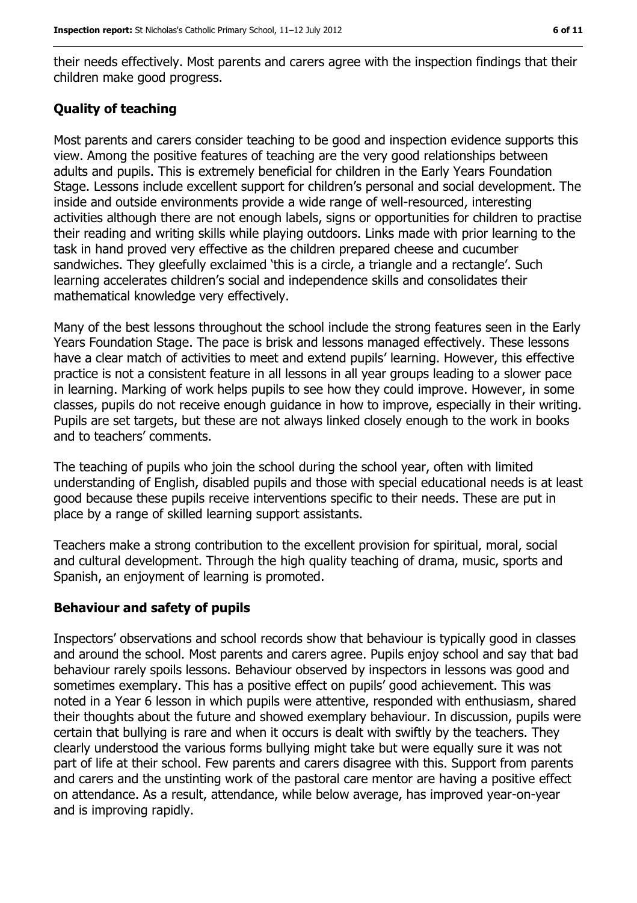their needs effectively. Most parents and carers agree with the inspection findings that their children make good progress.

### Quality of teaching

Most parents and carers consider teaching to be good and inspection evidence supports this view. Among the positive features of teaching are the very good relationships between adults and pupils. This is extremely beneficial for children in the Early Years Foundation Stage. Lessons include excellent support for children's personal and social development. The inside and outside environments provide a wide range of well-resourced, interesting activities although there are not enough labels, signs or opportunities for children to practise their reading and writing skills while playing outdoors. Links made with prior learning to the task in hand proved very effective as the children prepared cheese and cucumber sandwiches. They gleefully exclaimed 'this is a circle, a triangle and a rectangle'. Such learning accelerates children's social and independence skills and consolidates their mathematical knowledge very effectively.

Many of the best lessons throughout the school include the strong features seen in the Early Years Foundation Stage. The pace is brisk and lessons managed effectively. These lessons have a clear match of activities to meet and extend pupils' learning. However, this effective practice is not a consistent feature in all lessons in all year groups leading to a slower pace in learning. Marking of work helps pupils to see how they could improve. However, in some classes, pupils do not receive enough guidance in how to improve, especially in their writing. Pupils are set targets, but these are not always linked closely enough to the work in books and to teachers' comments.

The teaching of pupils who join the school during the school year, often with limited understanding of English, disabled pupils and those with special educational needs is at least good because these pupils receive interventions specific to their needs. These are put in place by a range of skilled learning support assistants.

Teachers make a strong contribution to the excellent provision for spiritual, moral, social and cultural development. Through the high quality teaching of drama, music, sports and Spanish, an enjoyment of learning is promoted.

### Behaviour and safety of pupils

Inspectors' observations and school records show that behaviour is typically good in classes and around the school. Most parents and carers agree. Pupils enjoy school and say that bad behaviour rarely spoils lessons. Behaviour observed by inspectors in lessons was good and sometimes exemplary. This has a positive effect on pupils' good achievement. This was noted in a Year 6 lesson in which pupils were attentive, responded with enthusiasm, shared their thoughts about the future and showed exemplary behaviour. In discussion, pupils were certain that bullying is rare and when it occurs is dealt with swiftly by the teachers. They clearly understood the various forms bullying might take but were equally sure it was not part of life at their school. Few parents and carers disagree with this. Support from parents and carers and the unstinting work of the pastoral care mentor are having a positive effect on attendance. As a result, attendance, while below average, has improved year-on-year and is improving rapidly.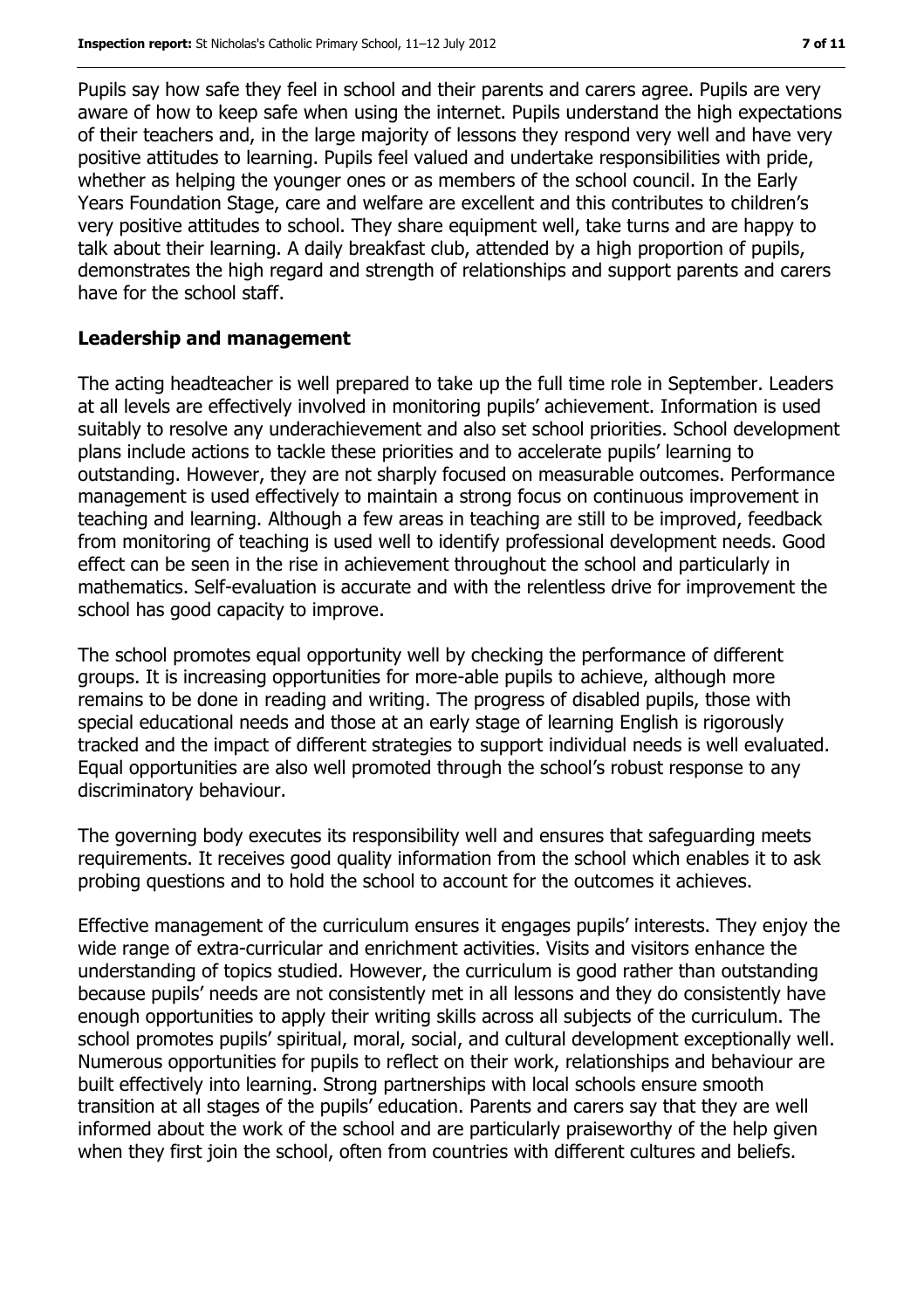Pupils say how safe they feel in school and their parents and carers agree. Pupils are very aware of how to keep safe when using the internet. Pupils understand the high expectations of their teachers and, in the large majority of lessons they respond very well and have very positive attitudes to learning. Pupils feel valued and undertake responsibilities with pride, whether as helping the younger ones or as members of the school council. In the Early Years Foundation Stage, care and welfare are excellent and this contributes to children's very positive attitudes to school. They share equipment well, take turns and are happy to talk about their learning. A daily breakfast club, attended by a high proportion of pupils, demonstrates the high regard and strength of relationships and support parents and carers have for the school staff.

## Leadership and management

The acting headteacher is well prepared to take up the full time role in September. Leaders at all levels are effectively involved in monitoring pupils' achievement. Information is used suitably to resolve any underachievement and also set school priorities. School development plans include actions to tackle these priorities and to accelerate pupils' learning to outstanding. However, they are not sharply focused on measurable outcomes. Performance management is used effectively to maintain a strong focus on continuous improvement in teaching and learning. Although a few areas in teaching are still to be improved, feedback from monitoring of teaching is used well to identify professional development needs. Good effect can be seen in the rise in achievement throughout the school and particularly in mathematics. Self-evaluation is accurate and with the relentless drive for improvement the school has good capacity to improve.

The school promotes equal opportunity well by checking the performance of different groups. It is increasing opportunities for more-able pupils to achieve, although more remains to be done in reading and writing. The progress of disabled pupils, those with special educational needs and those at an early stage of learning English is rigorously tracked and the impact of different strategies to support individual needs is well evaluated. Equal opportunities are also well promoted through the school's robust response to any discriminatory behaviour.

The governing body executes its responsibility well and ensures that safeguarding meets requirements. It receives good quality information from the school which enables it to ask probing questions and to hold the school to account for the outcomes it achieves.

Effective management of the curriculum ensures it engages pupils' interests. They enjoy the wide range of extra-curricular and enrichment activities. Visits and visitors enhance the understanding of topics studied. However, the curriculum is good rather than outstanding because pupils' needs are not consistently met in all lessons and they do consistently have enough opportunities to apply their writing skills across all subjects of the curriculum. The school promotes pupils' spiritual, moral, social, and cultural development exceptionally well. Numerous opportunities for pupils to reflect on their work, relationships and behaviour are built effectively into learning. Strong partnerships with local schools ensure smooth transition at all stages of the pupils' education. Parents and carers say that they are well informed about the work of the school and are particularly praiseworthy of the help given when they first join the school, often from countries with different cultures and beliefs.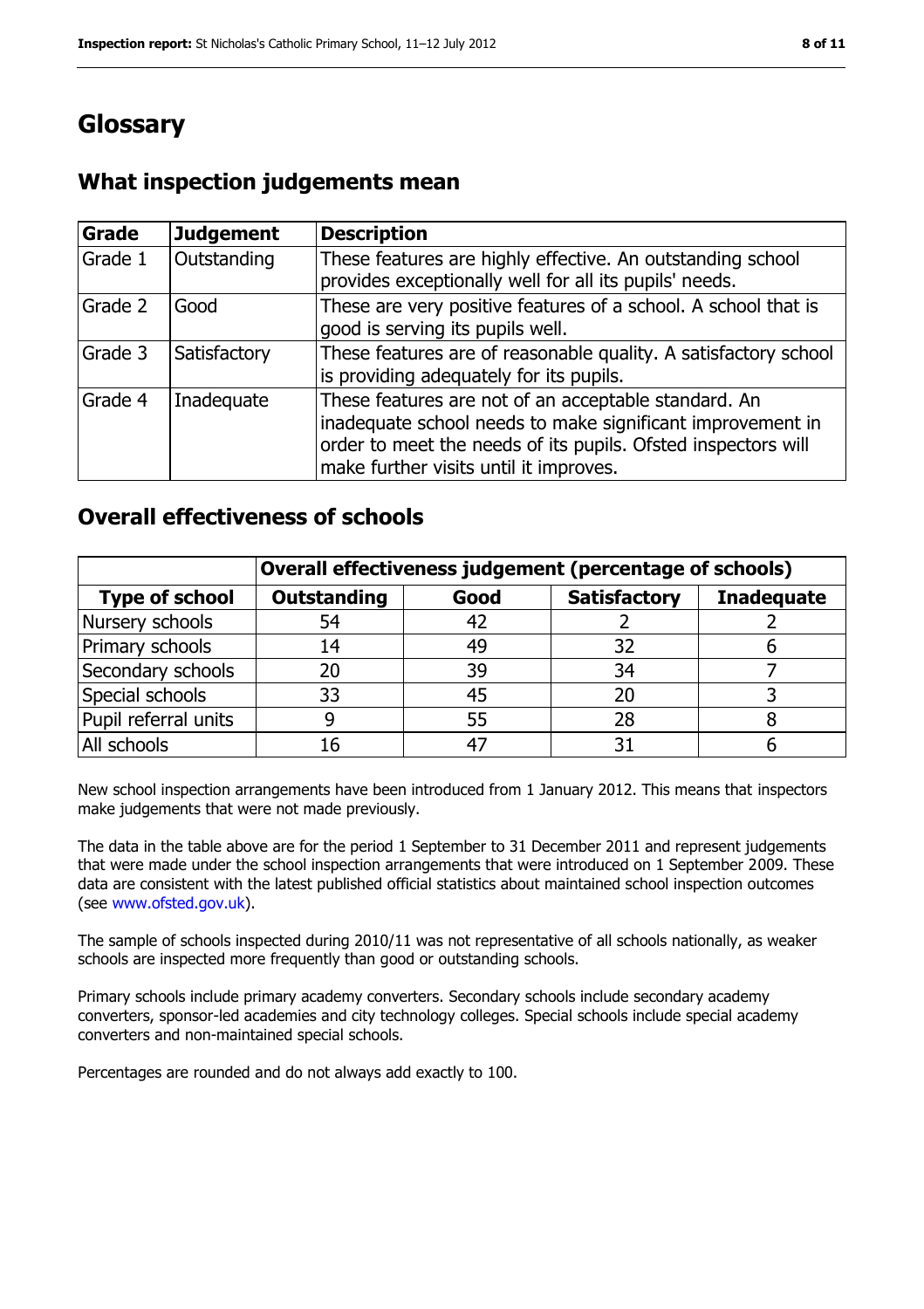# Glossary

## What inspection judgements mean

| Grade | Judgement | Description |
|---|---|---|
| Grade 1 | Outstanding | These features are highly effective. An outstanding school provides exceptionally well for all its pupils' needs. |
| Grade 2 | Good | These are very positive features of a school. A school that is good is serving its pupils well. |
| Grade 3 | Satisfactory | These features are of reasonable quality. A satisfactory school is providing adequately for its pupils. |
| Grade 4 | Inadequate | These features are not of an acceptable standard. An inadequate school needs to make significant improvement in order to meet the needs of its pupils. Ofsted inspectors will make further visits until it improves. |

## Overall effectiveness of schools

| | Overall effectiveness judgement (percentage of schools) | | | |
|---|---|---|---|---|
| **Type of school** | **Outstanding** | **Good** | **Satisfactory** | **Inadequate** |
| Nursery schools | 54 | 42 | 2 | 2 |
| Primary schools | 14 | 49 | 32 | 6 |
| Secondary schools | 20 | 39 | 34 | 7 |
| Special schools | 33 | 45 | 20 | 3 |
| Pupil referral units | 9 | 55 | 28 | 8 |
| All schools | 16 | 47 | 31 | 6 |

New school inspection arrangements have been introduced from 1 January 2012. This means that inspectors make judgements that were not made previously.

The data in the table above are for the period 1 September to 31 December 2011 and represent judgements that were made under the school inspection arrangements that were introduced on 1 September 2009. These data are consistent with the latest published official statistics about maintained school inspection outcomes (see www.ofsted.gov.uk).

The sample of schools inspected during 2010/11 was not representative of all schools nationally, as weaker schools are inspected more frequently than good or outstanding schools.

Primary schools include primary academy converters. Secondary schools include secondary academy converters, sponsor-led academies and city technology colleges. Special schools include special academy converters and non-maintained special schools.

Percentages are rounded and do not always add exactly to 100.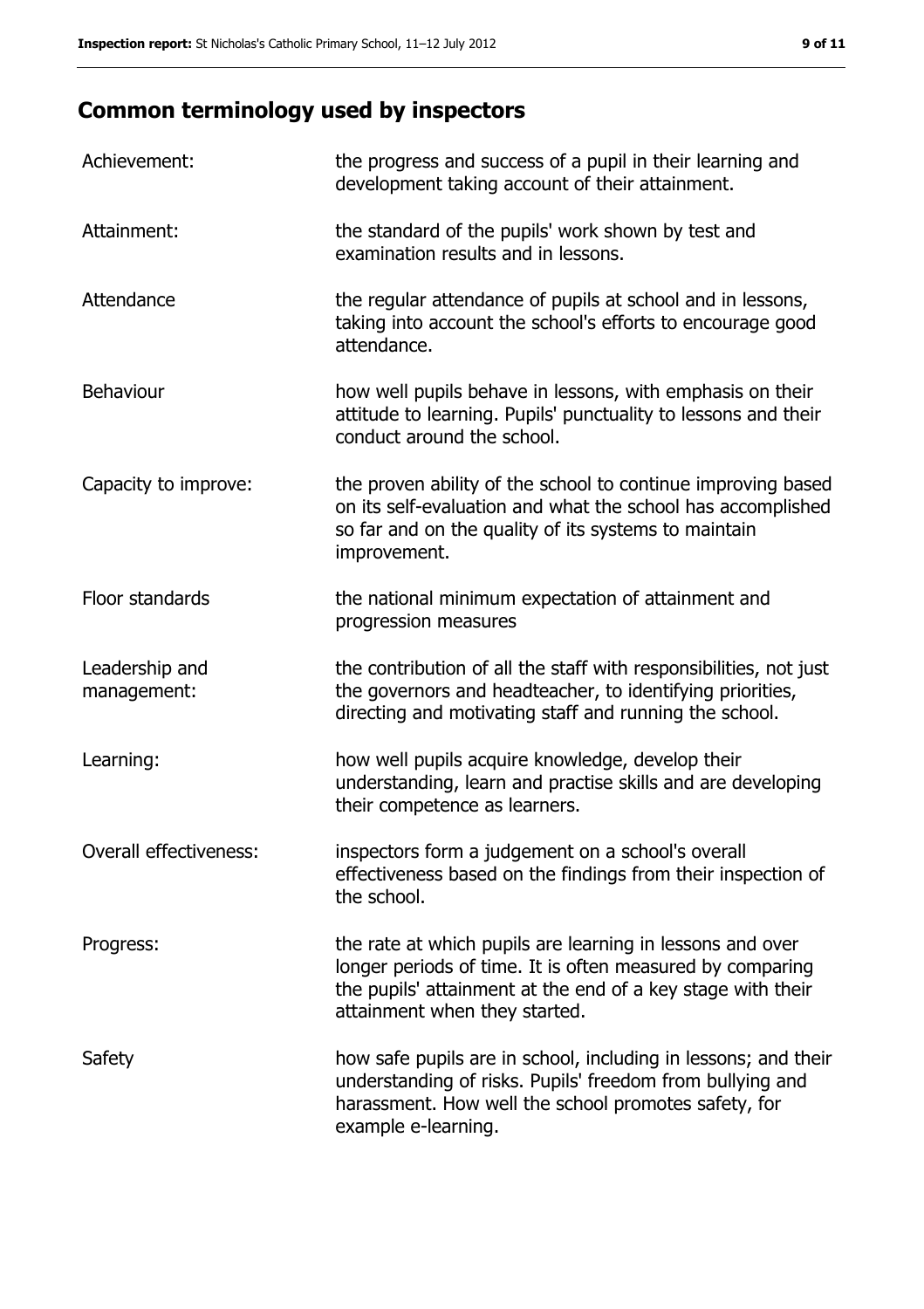## Common terminology used by inspectors

| | |
|---|---|
| Achievement: | the progress and success of a pupil in their learning and development taking account of their attainment. |
| Attainment: | the standard of the pupils' work shown by test and examination results and in lessons. |
| Attendance | the regular attendance of pupils at school and in lessons, taking into account the school's efforts to encourage good attendance. |
| Behaviour | how well pupils behave in lessons, with emphasis on their attitude to learning. Pupils' punctuality to lessons and their conduct around the school. |
| Capacity to improve: | the proven ability of the school to continue improving based on its self-evaluation and what the school has accomplished so far and on the quality of its systems to maintain improvement. |
| Floor standards | the national minimum expectation of attainment and progression measures |
| Leadership and management: | the contribution of all the staff with responsibilities, not just the governors and headteacher, to identifying priorities, directing and motivating staff and running the school. |
| Learning: | how well pupils acquire knowledge, develop their understanding, learn and practise skills and are developing their competence as learners. |
| Overall effectiveness: | inspectors form a judgement on a school's overall effectiveness based on the findings from their inspection of the school. |
| Progress: | the rate at which pupils are learning in lessons and over longer periods of time. It is often measured by comparing the pupils' attainment at the end of a key stage with their attainment when they started. |
| Safety | how safe pupils are in school, including in lessons; and their understanding of risks. Pupils' freedom from bullying and harassment. How well the school promotes safety, for example e-learning. |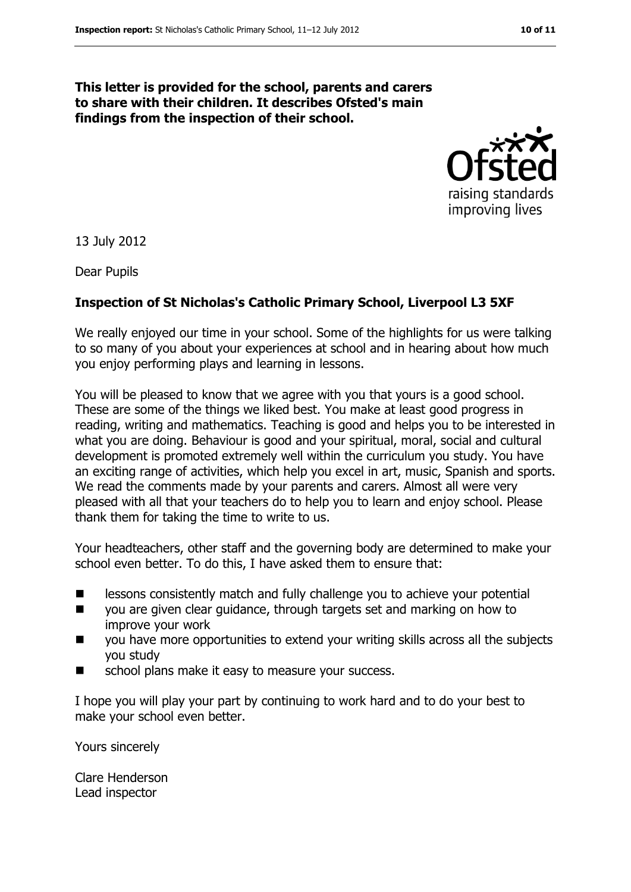**This letter is provided for the school, parents and carers to share with their children. It describes Ofsted's main findings from the inspection of their school.**

13 July 2012

Dear Pupils

**Inspection of St Nicholas's Catholic Primary School, Liverpool L3 5XF**

We really enjoyed our time in your school. Some of the highlights for us were talking to so many of you about your experiences at school and in hearing about how much you enjoy performing plays and learning in lessons.

You will be pleased to know that we agree with you that yours is a good school. These are some of the things we liked best. You make at least good progress in reading, writing and mathematics. Teaching is good and helps you to be interested in what you are doing. Behaviour is good and your spiritual, moral, social and cultural development is promoted extremely well within the curriculum you study. You have an exciting range of activities, which help you excel in art, music, Spanish and sports. We read the comments made by your parents and carers. Almost all were very pleased with all that your teachers do to help you to learn and enjoy school. Please thank them for taking the time to write to us.

Your headteachers, other staff and the governing body are determined to make your school even better. To do this, I have asked them to ensure that:

- lessons consistently match and fully challenge you to achieve your potential
- you are given clear guidance, through targets set and marking on how to improve your work
- you have more opportunities to extend your writing skills across all the subjects you study
- school plans make it easy to measure your success.

I hope you will play your part by continuing to work hard and to do your best to make your school even better.

Yours sincerely

Clare Henderson
Lead inspector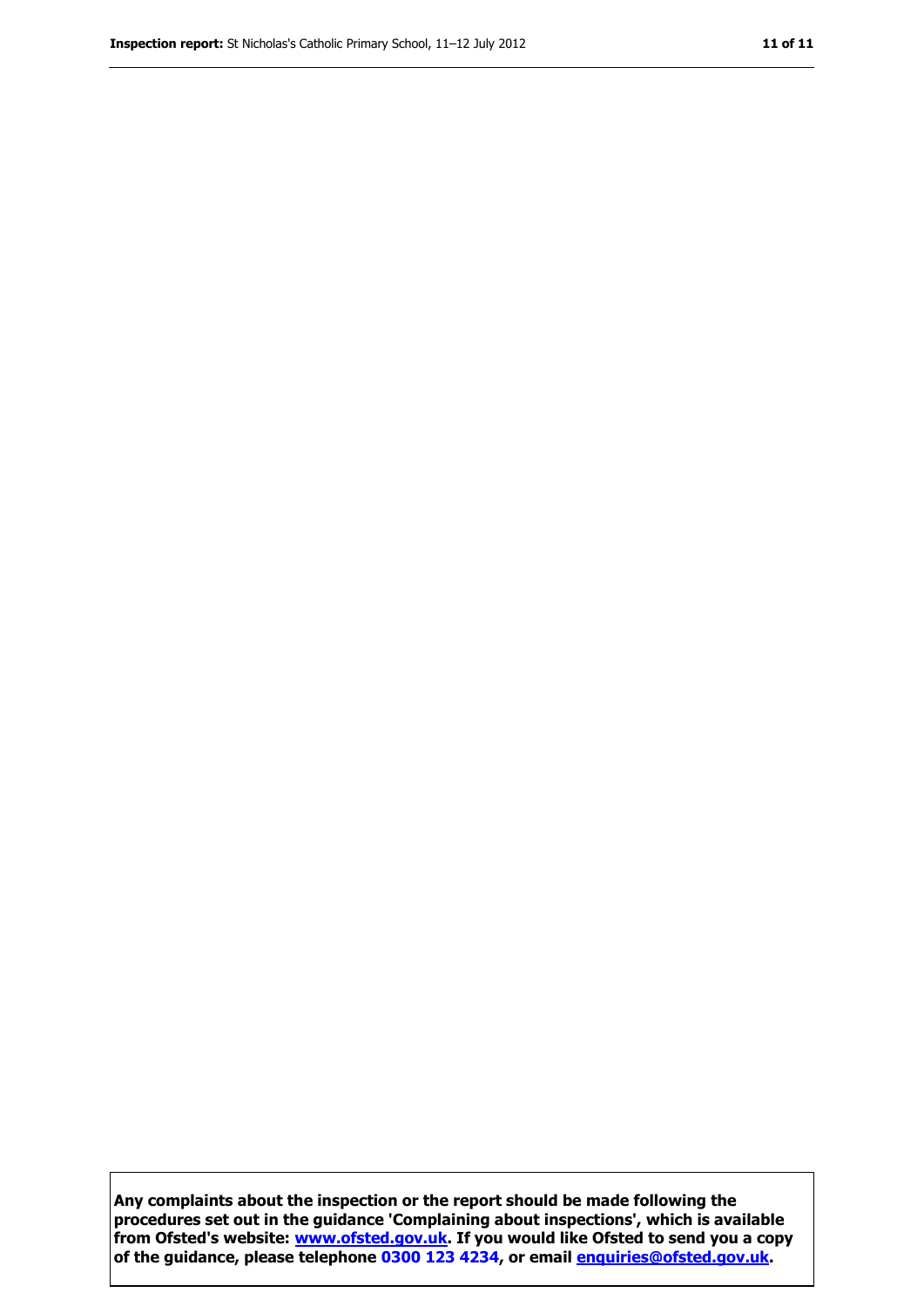**Any complaints about the inspection or the report should be made following the procedures set out in the guidance 'Complaining about inspections', which is available from Ofsted's website: www.ofsted.gov.uk. If you would like Ofsted to send you a copy of the guidance, please telephone 0300 123 4234, or email enquiries@ofsted.gov.uk.**